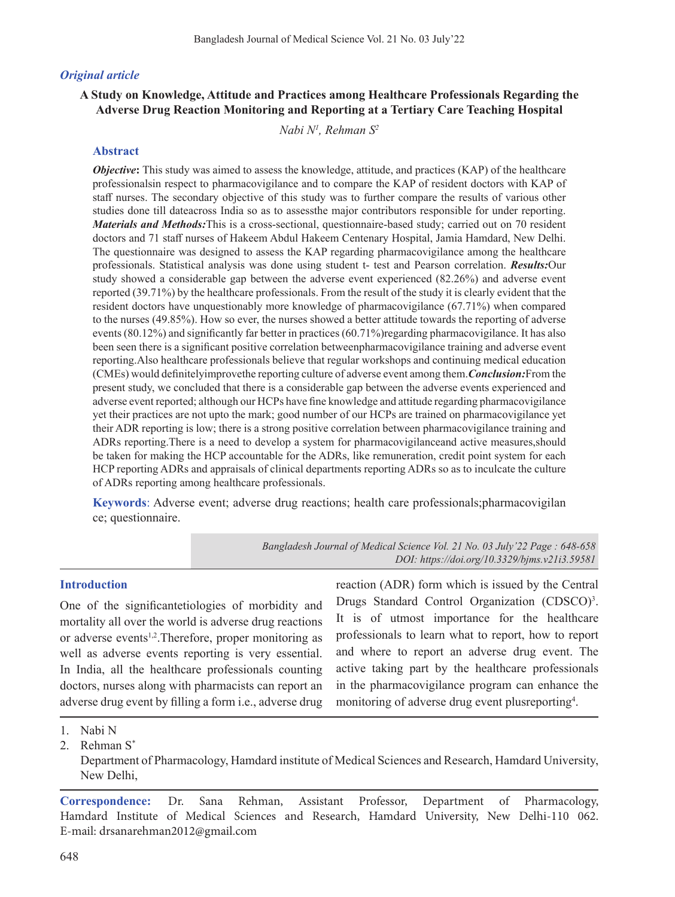*Original article*

# A Study on Knowledge, Attitude and Practices among Healthcare Professionals Regarding the Adverse Drug Reaction Monitoring and Reporting at a Tertiary Care Teaching Hospital

*Nabi N[1], Rehman S[2]*

## Abstract

***Objective*:** This study was aimed to assess the knowledge, attitude, and practices (KAP) of the healthcare professionalsin respect to pharmacovigilance and to compare the KAP of resident doctors with KAP of staff nurses. The secondary objective of this study was to further compare the results of various other studies done till dateacross India so as to assessthe major contributors responsible for under reporting. ***Materials and Methods:***This is a cross-sectional, questionnaire-based study; carried out on 70 resident doctors and 71 staff nurses of Hakeem Abdul Hakeem Centenary Hospital, Jamia Hamdard, New Delhi. The questionnaire was designed to assess the KAP regarding pharmacovigilance among the healthcare professionals. Statistical analysis was done using student t- test and Pearson correlation. ***Results:***Our study showed a considerable gap between the adverse event experienced (82.26%) and adverse event reported (39.71%) by the healthcare professionals. From the result of the study it is clearly evident that the resident doctors have unquestionably more knowledge of pharmacovigilance (67.71%) when compared to the nurses (49.85%). How so ever, the nurses showed a better attitude towards the reporting of adverse events (80.12%) and significantly far better in practices (60.71%)regarding pharmacovigilance. It has also been seen there is a significant positive correlation betweenpharmacovigilance training and adverse event reporting.Also healthcare professionals believe that regular workshops and continuing medical education (CMEs) would definitelyimprovethe reporting culture of adverse event among them.***Conclusion:***From the present study, we concluded that there is a considerable gap between the adverse events experienced and adverse event reported; although our HCPs have fine knowledge and attitude regarding pharmacovigilance yet their practices are not upto the mark; good number of our HCPs are trained on pharmacovigilance yet their ADR reporting is low; there is a strong positive correlation between pharmacovigilance training and ADRs reporting.There is a need to develop a system for pharmacovigilanceand active measures,should be taken for making the HCP accountable for the ADRs, like remuneration, credit point system for each HCP reporting ADRs and appraisals of clinical departments reporting ADRs so as to inculcate the culture of ADRs reporting among healthcare professionals.

**Keywords**: Adverse event; adverse drug reactions; health care professionals;pharmacovigilance; questionnaire.

*Bangladesh Journal of Medical Science Vol. 21 No. 03 July'22 Page : 648-658*
*DOI: https://doi.org/10.3329/bjms.v21i3.59581*

## Introduction

One of the significantetiologies of morbidity and mortality all over the world is adverse drug reactions or adverse events[1,2].Therefore, proper monitoring as well as adverse events reporting is very essential. In India, all the healthcare professionals counting doctors, nurses along with pharmacists can report an adverse drug event by filling a form i.e., adverse drug reaction (ADR) form which is issued by the Central Drugs Standard Control Organization (CDSCO)[3]. It is of utmost importance for the healthcare professionals to learn what to report, how to report and where to report an adverse drug event. The active taking part by the healthcare professionals in the pharmacovigilance program can enhance the monitoring of adverse drug event plusreporting[4].

1. Nabi N
2. Rehman S*

Department of Pharmacology, Hamdard institute of Medical Sciences and Research, Hamdard University, New Delhi,

**Correspondence:** Dr. Sana Rehman, Assistant Professor, Department of Pharmacology, Hamdard Institute of Medical Sciences and Research, Hamdard University, New Delhi-110 062. E-mail: drsanarehman2012@gmail.com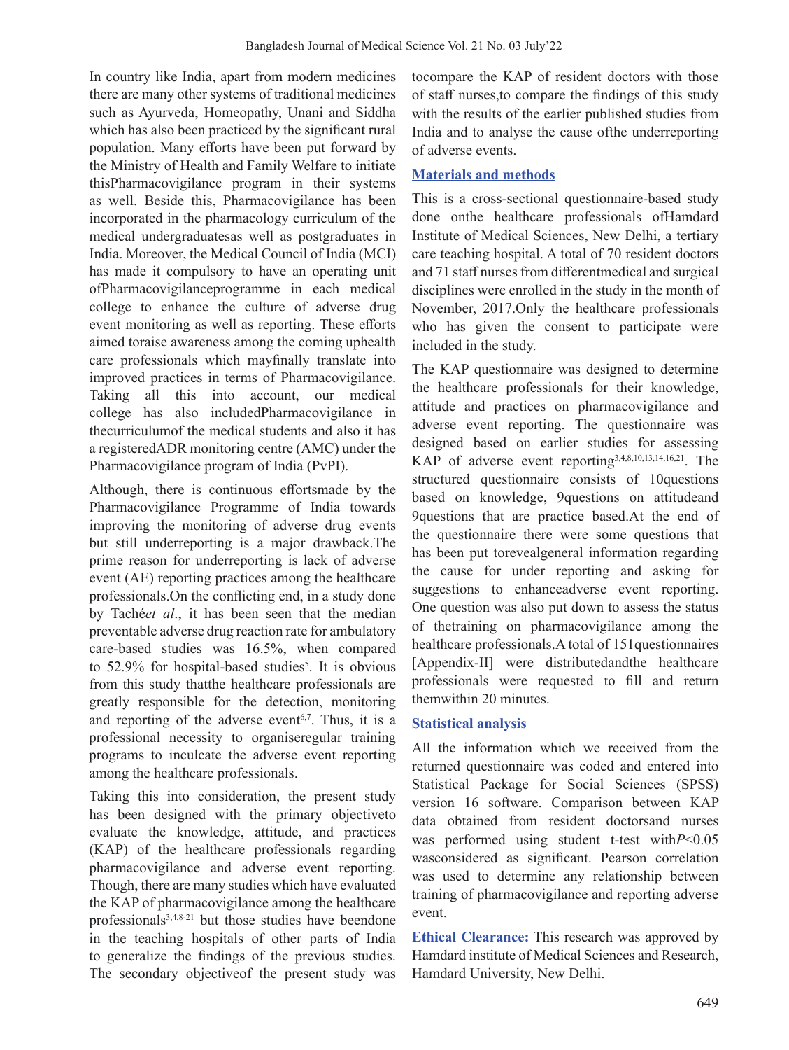In country like India, apart from modern medicines there are many other systems of traditional medicines such as Ayurveda, Homeopathy, Unani and Siddha which has also been practiced by the significant rural population. Many efforts have been put forward by the Ministry of Health and Family Welfare to initiate thisPharmacovigilance program in their systems as well. Beside this, Pharmacovigilance has been incorporated in the pharmacology curriculum of the medical undergraduatesas well as postgraduates in India. Moreover, the Medical Council of India (MCI) has made it compulsory to have an operating unit ofPharmacovigilanceprogramme in each medical college to enhance the culture of adverse drug event monitoring as well as reporting. These efforts aimed toraise awareness among the coming uphealth care professionals which mayfinally translate into improved practices in terms of Pharmacovigilance. Taking all this into account, our medical college has also includedPharmacovigilance in thecurriculumof the medical students and also it has a registeredADR monitoring centre (AMC) under the Pharmacovigilance program of India (PvPI).

Although, there is continuous effortsmade by the Pharmacovigilance Programme of India towards improving the monitoring of adverse drug events but still underreporting is a major drawback.The prime reason for underreporting is lack of adverse event (AE) reporting practices among the healthcare professionals.On the conflicting end, in a study done by Taché*et al*., it has been seen that the median preventable adverse drug reaction rate for ambulatory care-based studies was 16.5%, when compared to 52.9% for hospital-based studies[5]. It is obvious from this study thatthe healthcare professionals are greatly responsible for the detection, monitoring and reporting of the adverse event[6,7]. Thus, it is a professional necessity to organiseregular training programs to inculcate the adverse event reporting among the healthcare professionals.

Taking this into consideration, the present study has been designed with the primary objectiveto evaluate the knowledge, attitude, and practices (KAP) of the healthcare professionals regarding pharmacovigilance and adverse event reporting. Though, there are many studies which have evaluated the KAP of pharmacovigilance among the healthcare professionals[3,4,8-21] but those studies have beendone in the teaching hospitals of other parts of India to generalize the findings of the previous studies. The secondary objectiveof the present study was tocompare the KAP of resident doctors with those of staff nurses,to compare the findings of this study with the results of the earlier published studies from India and to analyse the cause ofthe underreporting of adverse events.

## Materials and methods

This is a cross-sectional questionnaire-based study done onthe healthcare professionals ofHamdard Institute of Medical Sciences, New Delhi, a tertiary care teaching hospital. A total of 70 resident doctors and 71 staff nurses from differentmedical and surgical disciplines were enrolled in the study in the month of November, 2017.Only the healthcare professionals who has given the consent to participate were included in the study.

The KAP questionnaire was designed to determine the healthcare professionals for their knowledge, attitude and practices on pharmacovigilance and adverse event reporting. The questionnaire was designed based on earlier studies for assessing KAP of adverse event reporting[3,4,8,10,13,14,16,21]. The structured questionnaire consists of 10questions based on knowledge, 9questions on attitudeand 9questions that are practice based.At the end of the questionnaire there were some questions that has been put torevealgeneral information regarding the cause for under reporting and asking for suggestions to enhanceadverse event reporting. One question was also put down to assess the status of thetraining on pharmacovigilance among the healthcare professionals.A total of 151questionnaires [Appendix-II] were distributedandthe healthcare professionals were requested to fill and return themwithin 20 minutes.

### Statistical analysis

All the information which we received from the returned questionnaire was coded and entered into Statistical Package for Social Sciences (SPSS) version 16 software. Comparison between KAP data obtained from resident doctorsand nurses was performed using student t-test with$P<0.05$ wasconsidered as significant. Pearson correlation was used to determine any relationship between training of pharmacovigilance and reporting adverse event.

**Ethical Clearance:** This research was approved by Hamdard institute of Medical Sciences and Research, Hamdard University, New Delhi.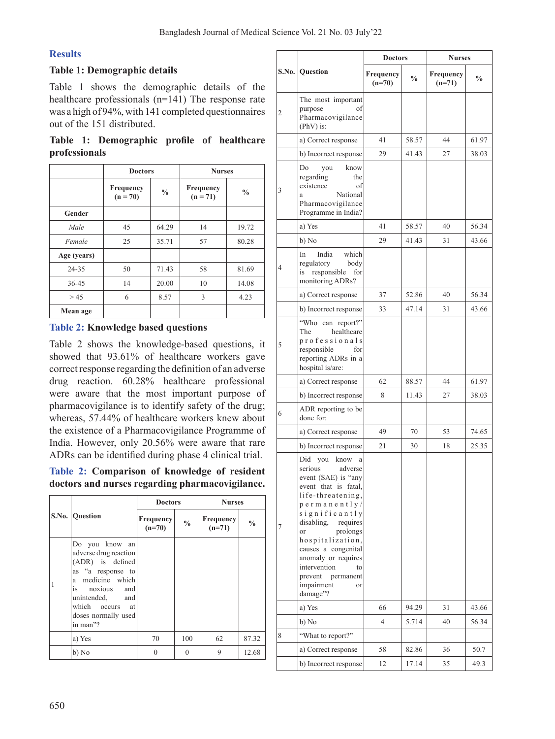## Results

### Table 1: Demographic details

Table 1 shows the demographic details of the healthcare professionals (n=141) The response rate was a high of 94%, with 141 completed questionnaires out of the 151 distributed.

**Table 1: Demographic profile of healthcare professionals**

| | Doctors | | Nurses | |
|---|---|---|---|---|
| | Frequency (n = 70) | % | Frequency (n = 71) | % |
| **Gender** | | | | |
| *Male* | 45 | 64.29 | 14 | 19.72 |
| *Female* | 25 | 35.71 | 57 | 80.28 |
| **Age (years)** | | | | |
| 24-35 | 50 | 71.43 | 58 | 81.69 |
| 36-45 | 14 | 20.00 | 10 | 14.08 |
| > 45 | 6 | 8.57 | 3 | 4.23 |
| **Mean age** | | | | |

### Table 2: Knowledge based questions

Table 2 shows the knowledge-based questions, it showed that 93.61% of healthcare workers gave correct response regarding the definition of an adverse drug reaction. 60.28% healthcare professional were aware that the most important purpose of pharmacovigilance is to identify safety of the drug; whereas, 57.44% of healthcare workers knew about the existence of a Pharmacovigilance Programme of India. However, only 20.56% were aware that rare ADRs can be identified during phase 4 clinical trial.

**Table 2: Comparison of knowledge of resident doctors and nurses regarding pharmacovigilance.**

| S.No. | Question | Doctors | | Nurses | |
|---|---|---|---|---|---|
| | | Frequency (n=70) | % | Frequency (n=71) | % |
| 1 | Do you know an adverse drug reaction (ADR) is defined as "a response to a medicine which is noxious and unintended, and which occurs at doses normally used in man"? | | | | |
| | a) Yes | 70 | 100 | 62 | 87.32 |
| | b) No | 0 | 0 | 9 | 12.68 |
| 2 | The most important purpose of Pharmacovigilance (PhV) is: | | | | |
| | a) Correct response | 41 | 58.57 | 44 | 61.97 |
| | b) Incorrect response | 29 | 41.43 | 27 | 38.03 |
| 3 | Do you know regarding the existence of a National Pharmacovigilance Programme in India? | | | | |
| | a) Yes | 41 | 58.57 | 40 | 56.34 |
| | b) No | 29 | 41.43 | 31 | 43.66 |
| 4 | In India which regulatory body is responsible for monitoring ADRs? | | | | |
| | a) Correct response | 37 | 52.86 | 40 | 56.34 |
| | b) Incorrect response | 33 | 47.14 | 31 | 43.66 |
| 5 | "Who can report?" The healthcare professionals responsible for reporting ADRs in a hospital is/are: | | | | |
| | a) Correct response | 62 | 88.57 | 44 | 61.97 |
| | b) Incorrect response | 8 | 11.43 | 27 | 38.03 |
| 6 | ADR reporting to be done for: | | | | |
| | a) Correct response | 49 | 70 | 53 | 74.65 |
| | b) Incorrect response | 21 | 30 | 18 | 25.35 |
| 7 | Did you know a serious adverse event (SAE) is "any event that is fatal, life-threatening, permanently/significantly disabling, requires or prolongs hospitalization, causes a congenital anomaly or requires intervention to prevent permanent impairment or damage"? | | | | |
| | a) Yes | 66 | 94.29 | 31 | 43.66 |
| | b) No | 4 | 5.714 | 40 | 56.34 |
| 8 | "What to report?" | | | | |
| | a) Correct response | 58 | 82.86 | 36 | 50.7 |
| | b) Incorrect response | 12 | 17.14 | 35 | 49.3 |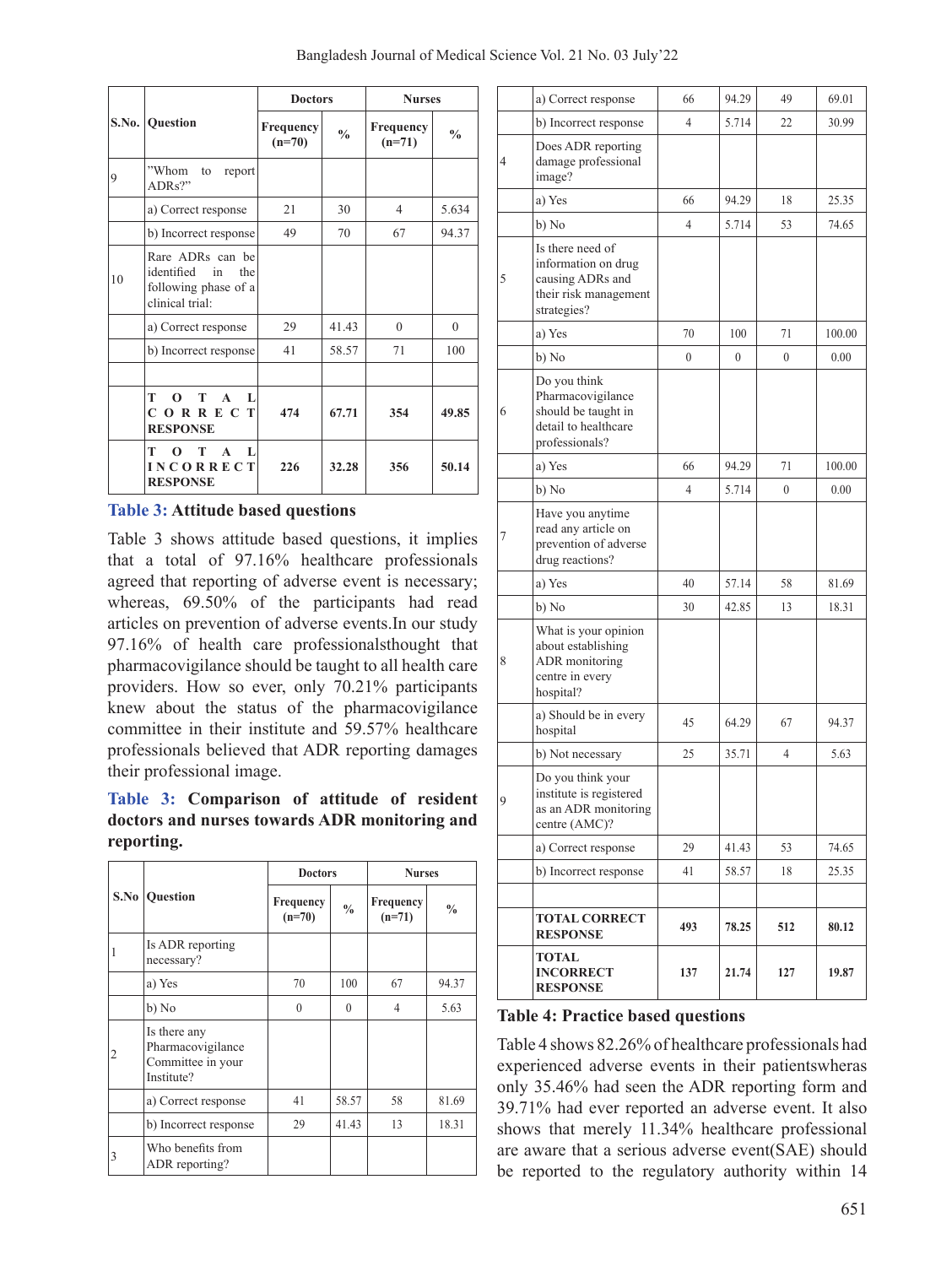| S.No. | Question | Doctors | | Nurses | |
|---|---|---|---|---|---|
| | | Frequency (n=70) | % | Frequency (n=71) | % |
| 9 | "Whom to report ADRs?" | | | | |
| | a) Correct response | 21 | 30 | 4 | 5.634 |
| | b) Incorrect response | 49 | 70 | 67 | 94.37 |
| 10 | Rare ADRs can be identified in the following phase of a clinical trial: | | | | |
| | a) Correct response | 29 | 41.43 | 0 | 0 |
| | b) Incorrect response | 41 | 58.57 | 71 | 100 |
| | | | | | |
| | **TOTAL CORRECT RESPONSE** | **474** | **67.71** | **354** | **49.85** |
| | **TOTAL INCORRECT RESPONSE** | **226** | **32.28** | **356** | **50.14** |

**Table 3: Attitude based questions**

Table 3 shows attitude based questions, it implies that a total of 97.16% healthcare professionals agreed that reporting of adverse event is necessary; whereas, 69.50% of the participants had read articles on prevention of adverse events.In our study 97.16% of health care professionalsthought that pharmacovigilance should be taught to all health care providers. How so ever, only 70.21% participants knew about the status of the pharmacovigilance committee in their institute and 59.57% healthcare professionals believed that ADR reporting damages their professional image.

**Table 3: Comparison of attitude of resident doctors and nurses towards ADR monitoring and reporting.**

| S.No | Question | Doctors | | Nurses | |
|---|---|---|---|---|---|
| | | Frequency (n=70) | % | Frequency (n=71) | % |
| 1 | Is ADR reporting necessary? | | | | |
| | a) Yes | 70 | 100 | 67 | 94.37 |
| | b) No | 0 | 0 | 4 | 5.63 |
| 2 | Is there any Pharmacovigilance Committee in your Institute? | | | | |
| | a) Correct response | 41 | 58.57 | 58 | 81.69 |
| | b) Incorrect response | 29 | 41.43 | 13 | 18.31 |
| 3 | Who benefits from ADR reporting? | | | | |
| | a) Correct response | 66 | 94.29 | 49 | 69.01 |
| | b) Incorrect response | 4 | 5.714 | 22 | 30.99 |
| 4 | Does ADR reporting damage professional image? | | | | |
| | a) Yes | 66 | 94.29 | 18 | 25.35 |
| | b) No | 4 | 5.714 | 53 | 74.65 |
| 5 | Is there need of information on drug causing ADRs and their risk management strategies? | | | | |
| | a) Yes | 70 | 100 | 71 | 100.00 |
| | b) No | 0 | 0 | 0 | 0.00 |
| 6 | Do you think Pharmacovigilance should be taught in detail to healthcare professionals? | | | | |
| | a) Yes | 66 | 94.29 | 71 | 100.00 |
| | b) No | 4 | 5.714 | 0 | 0.00 |
| 7 | Have you anytime read any article on prevention of adverse drug reactions? | | | | |
| | a) Yes | 40 | 57.14 | 58 | 81.69 |
| | b) No | 30 | 42.85 | 13 | 18.31 |
| 8 | What is your opinion about establishing ADR monitoring centre in every hospital? | | | | |
| | a) Should be in every hospital | 45 | 64.29 | 67 | 94.37 |
| | b) Not necessary | 25 | 35.71 | 4 | 5.63 |
| 9 | Do you think your institute is registered as an ADR monitoring centre (AMC)? | | | | |
| | a) Correct response | 29 | 41.43 | 53 | 74.65 |
| | b) Incorrect response | 41 | 58.57 | 18 | 25.35 |
| | | | | | |
| | **TOTAL CORRECT RESPONSE** | **493** | **78.25** | **512** | **80.12** |
| | **TOTAL INCORRECT RESPONSE** | **137** | **21.74** | **127** | **19.87** |

**Table 4: Practice based questions**

Table 4 shows 82.26% of healthcare professionals had experienced adverse events in their patientswheras only 35.46% had seen the ADR reporting form and 39.71% had ever reported an adverse event. It also shows that merely 11.34% healthcare professional are aware that a serious adverse event(SAE) should be reported to the regulatory authority within 14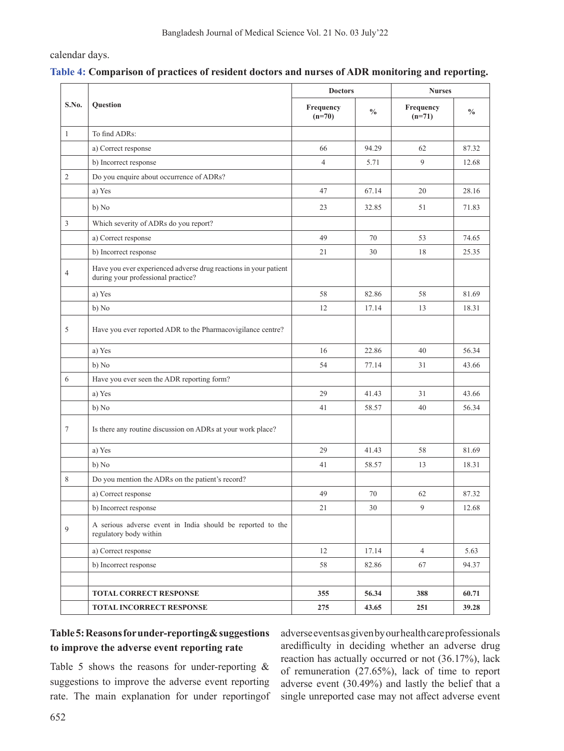calendar days.

**Table 4: Comparison of practices of resident doctors and nurses of ADR monitoring and reporting.**

| S.No. | Question | Doctors | | Nurses | |
|---|---|---|---|---|---|
| | | Frequency (n=70) | % | Frequency (n=71) | % |
| 1 | To find ADRs: | | | | |
| | a) Correct response | 66 | 94.29 | 62 | 87.32 |
| | b) Incorrect response | 4 | 5.71 | 9 | 12.68 |
| 2 | Do you enquire about occurrence of ADRs? | | | | |
| | a) Yes | 47 | 67.14 | 20 | 28.16 |
| | b) No | 23 | 32.85 | 51 | 71.83 |
| 3 | Which severity of ADRs do you report? | | | | |
| | a) Correct response | 49 | 70 | 53 | 74.65 |
| | b) Incorrect response | 21 | 30 | 18 | 25.35 |
| 4 | Have you ever experienced adverse drug reactions in your patient during your professional practice? | | | | |
| | a) Yes | 58 | 82.86 | 58 | 81.69 |
| | b) No | 12 | 17.14 | 13 | 18.31 |
| 5 | Have you ever reported ADR to the Pharmacovigilance centre? | | | | |
| | a) Yes | 16 | 22.86 | 40 | 56.34 |
| | b) No | 54 | 77.14 | 31 | 43.66 |
| 6 | Have you ever seen the ADR reporting form? | | | | |
| | a) Yes | 29 | 41.43 | 31 | 43.66 |
| | b) No | 41 | 58.57 | 40 | 56.34 |
| 7 | Is there any routine discussion on ADRs at your work place? | | | | |
| | a) Yes | 29 | 41.43 | 58 | 81.69 |
| | b) No | 41 | 58.57 | 13 | 18.31 |
| 8 | Do you mention the ADRs on the patient's record? | | | | |
| | a) Correct response | 49 | 70 | 62 | 87.32 |
| | b) Incorrect response | 21 | 30 | 9 | 12.68 |
| 9 | A serious adverse event in India should be reported to the regulatory body within | | | | |
| | a) Correct response | 12 | 17.14 | 4 | 5.63 |
| | b) Incorrect response | 58 | 82.86 | 67 | 94.37 |
| | | | | | |
| | **TOTAL CORRECT RESPONSE** | **355** | **56.34** | **388** | **60.71** |
| | **TOTAL INCORRECT RESPONSE** | **275** | **43.65** | **251** | **39.28** |

**Table 5: Reasons for under-reporting & suggestions to improve the adverse event reporting rate**

Table 5 shows the reasons for under-reporting & suggestions to improve the adverse event reporting rate. The main explanation for under reportingof adverse events as given by our health care professionals aredifficulty in deciding whether an adverse drug reaction has actually occurred or not (36.17%), lack of remuneration (27.65%), lack of time to report adverse event (30.49%) and lastly the belief that a single unreported case may not affect adverse event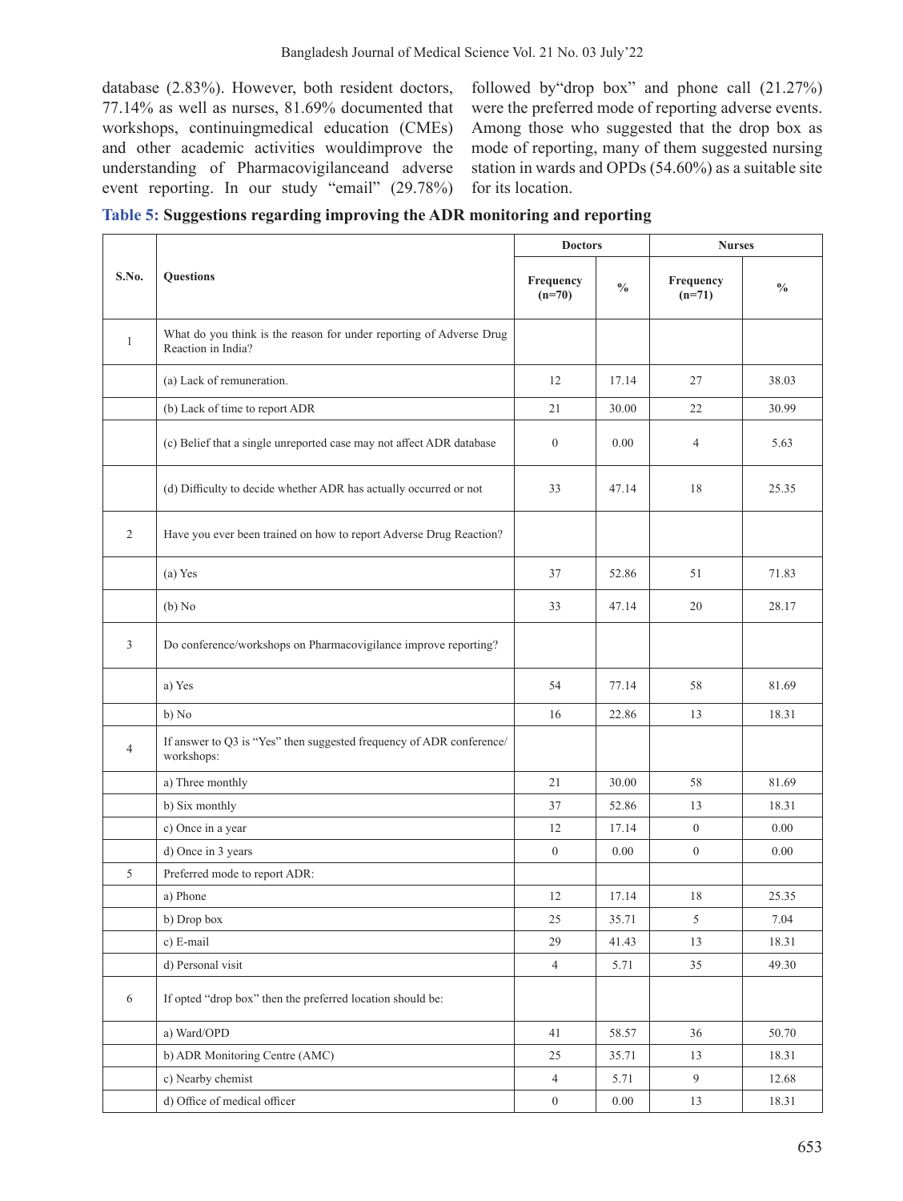database (2.83%). However, both resident doctors, 77.14% as well as nurses, 81.69% documented that workshops, continuingmedical education (CMEs) and other academic activities wouldimprove the understanding of Pharmacovigilanceand adverse event reporting. In our study "email" (29.78%) followed by"drop box" and phone call (21.27%) were the preferred mode of reporting adverse events. Among those who suggested that the drop box as mode of reporting, many of them suggested nursing station in wards and OPDs (54.60%) as a suitable site for its location.

**Table 5: Suggestions regarding improving the ADR monitoring and reporting**

| S.No. | Questions | Doctors | | Nurses | |
|---|---|---|---|---|---|
| | | Frequency (n=70) | % | Frequency (n=71) | % |
| 1 | What do you think is the reason for under reporting of Adverse Drug Reaction in India? | | | | |
| | (a) Lack of remuneration. | 12 | 17.14 | 27 | 38.03 |
| | (b) Lack of time to report ADR | 21 | 30.00 | 22 | 30.99 |
| | (c) Belief that a single unreported case may not affect ADR database | 0 | 0.00 | 4 | 5.63 |
| | (d) Difficulty to decide whether ADR has actually occurred or not | 33 | 47.14 | 18 | 25.35 |
| 2 | Have you ever been trained on how to report Adverse Drug Reaction? | | | | |
| | (a) Yes | 37 | 52.86 | 51 | 71.83 |
| | (b) No | 33 | 47.14 | 20 | 28.17 |
| 3 | Do conference/workshops on Pharmacovigilance improve reporting? | | | | |
| | a) Yes | 54 | 77.14 | 58 | 81.69 |
| | b) No | 16 | 22.86 | 13 | 18.31 |
| 4 | If answer to Q3 is "Yes" then suggested frequency of ADR conference/ workshops: | | | | |
| | a) Three monthly | 21 | 30.00 | 58 | 81.69 |
| | b) Six monthly | 37 | 52.86 | 13 | 18.31 |
| | c) Once in a year | 12 | 17.14 | 0 | 0.00 |
| | d) Once in 3 years | 0 | 0.00 | 0 | 0.00 |
| 5 | Preferred mode to report ADR: | | | | |
| | a) Phone | 12 | 17.14 | 18 | 25.35 |
| | b) Drop box | 25 | 35.71 | 5 | 7.04 |
| | c) E-mail | 29 | 41.43 | 13 | 18.31 |
| | d) Personal visit | 4 | 5.71 | 35 | 49.30 |
| 6 | If opted "drop box" then the preferred location should be: | | | | |
| | a) Ward/OPD | 41 | 58.57 | 36 | 50.70 |
| | b) ADR Monitoring Centre (AMC) | 25 | 35.71 | 13 | 18.31 |
| | c) Nearby chemist | 4 | 5.71 | 9 | 12.68 |
| | d) Office of medical officer | 0 | 0.00 | 13 | 18.31 |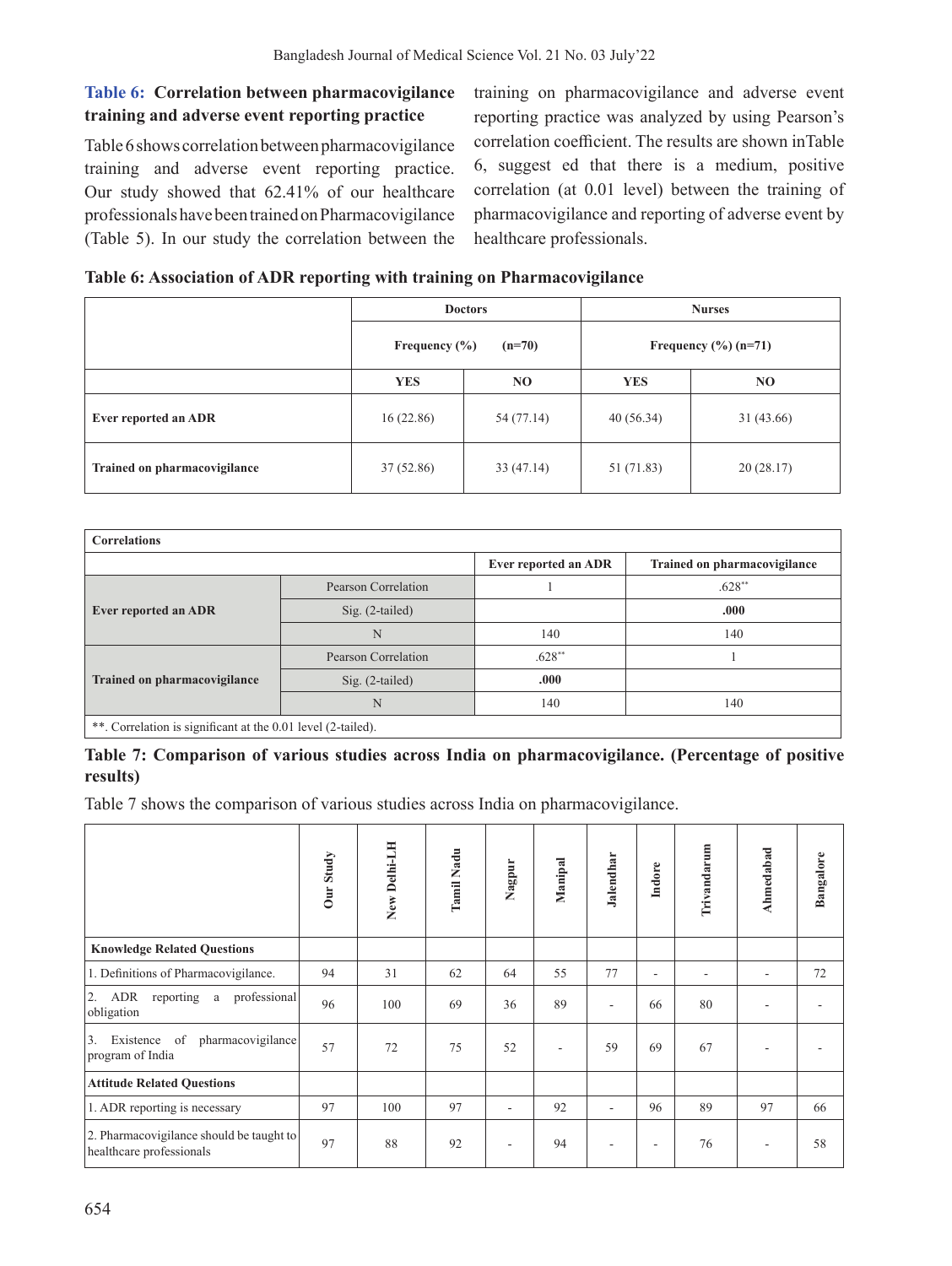**Table 6: Correlation between pharmacovigilance training and adverse event reporting practice**

Table 6 shows correlation between pharmacovigilance training and adverse event reporting practice. Our study showed that 62.41% of our healthcare professionals have been trained on Pharmacovigilance (Table 5). In our study the correlation between the training on pharmacovigilance and adverse event reporting practice was analyzed by using Pearson's correlation coefficient. The results are shown inTable 6, suggest ed that there is a medium, positive correlation (at 0.01 level) between the training of pharmacovigilance and reporting of adverse event by healthcare professionals.

**Table 6: Association of ADR reporting with training on Pharmacovigilance**

| | Doctors | | Nurses | |
|---|---|---|---|---|
| | Frequency (%) (n=70) | | Frequency (%) (n=71) | |
| | YES | NO | YES | NO |
| **Ever reported an ADR** | 16 (22.86) | 54 (77.14) | 40 (56.34) | 31 (43.66) |
| **Trained on pharmacovigilance** | 37 (52.86) | 33 (47.14) | 51 (71.83) | 20 (28.17) |

| Correlations | | | |
|---|---|---|---|
| | | Ever reported an ADR | Trained on pharmacovigilance |
| **Ever reported an ADR** | Pearson Correlation | 1 | .628** |
| | Sig. (2-tailed) | | **.000** |
| | N | 140 | 140 |
| **Trained on pharmacovigilance** | Pearson Correlation | .628** | 1 |
| | Sig. (2-tailed) | **.000** | |
| | N | 140 | 140 |

**. Correlation is significant at the 0.01 level (2-tailed).

**Table 7: Comparison of various studies across India on pharmacovigilance. (Percentage of positive results)**

Table 7 shows the comparison of various studies across India on pharmacovigilance.

| | Our Study | New Delhi-LH | Tamil Nadu | Nagpur | Manipal | Jalendhar | Indore | Trivandarum | Ahmedabad | Bangalore |
|---|---|---|---|---|---|---|---|---|---|---|
| **Knowledge Related Questions** | | | | | | | | | | |
| 1. Definitions of Pharmacovigilance. | 94 | 31 | 62 | 64 | 55 | 77 | - | - | - | 72 |
| 2. ADR reporting a professional obligation | 96 | 100 | 69 | 36 | 89 | - | 66 | 80 | - | - |
| 3. Existence of pharmacovigilance program of India | 57 | 72 | 75 | 52 | - | 59 | 69 | 67 | - | - |
| **Attitude Related Questions** | | | | | | | | | | |
| 1. ADR reporting is necessary | 97 | 100 | 97 | - | 92 | - | 96 | 89 | 97 | 66 |
| 2. Pharmacovigilance should be taught to healthcare professionals | 97 | 88 | 92 | - | 94 | - | - | 76 | - | 58 |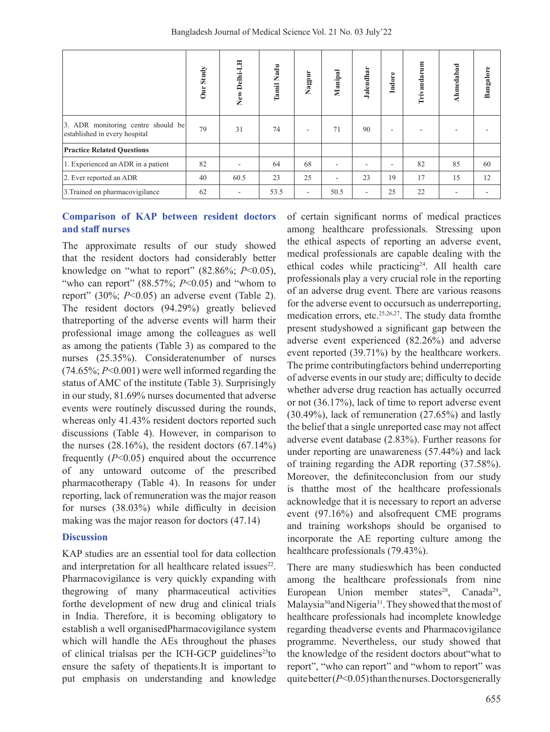| | Our Study | New Delhi-LH | Tamil Nadu | Nagpur | Manipal | Jalendhar | Indore | Trivandarum | Ahmedabad | Bangalore |
|---|---|---|---|---|---|---|---|---|---|---|
| 3. ADR monitoring centre should be established in every hospital | 79 | 31 | 74 | - | 71 | 90 | - | - | - | - |
| **Practice Related Questions** | | | | | | | | | | |
| 1. Experienced an ADR in a patient | 82 | - | 64 | 68 | - | - | - | 82 | 85 | 60 |
| 2. Ever reported an ADR | 40 | 60.5 | 23 | 25 | - | 23 | 19 | 17 | 15 | 12 |
| 3.Trained on pharmacovigilance | 62 | - | 53.5 | - | 50.5 | - | 25 | 22 | - | - |

### Comparison of KAP between resident doctors and staff nurses

The approximate results of our study showed that the resident doctors had considerably better knowledge on "what to report" (82.86%; $P<0.05$), "who can report" (88.57%; $P<0.05$) and "whom to report" (30%; $P<0.05$) an adverse event (Table 2). The resident doctors (94.29%) greatly believed thatreporting of the adverse events will harm their professional image among the colleagues as well as among the patients (Table 3) as compared to the nurses (25.35%). Consideratenumber of nurses (74.65%; $P<0.001$) were well informed regarding the status of AMC of the institute (Table 3). Surprisingly in our study, 81.69% nurses documented that adverse events were routinely discussed during the rounds, whereas only 41.43% resident doctors reported such discussions (Table 4). However, in comparison to the nurses (28.16%), the resident doctors (67.14%) frequently ($P<0.05$) enquired about the occurrence of any untoward outcome of the prescribed pharmacotherapy (Table 4). In reasons for under reporting, lack of remuneration was the major reason for nurses (38.03%) while difficulty in decision making was the major reason for doctors (47.14)

## Discussion

KAP studies are an essential tool for data collection and interpretation for all healthcare related issues[22]. Pharmacovigilance is very quickly expanding with thegrowing of many pharmaceutical activities forthe development of new drug and clinical trials in India. Therefore, it is becoming obligatory to establish a well organisedPharmacovigilance system which will handle the AEs throughout the phases of clinical trialsas per the ICH-GCP guidelines[23]to ensure the safety of thepatients.It is important to put emphasis on understanding and knowledge of certain significant norms of medical practices among healthcare professionals. Stressing upon the ethical aspects of reporting an adverse event, medical professionals are capable dealing with the ethical codes while practicing[24]. All health care professionals play a very crucial role in the reporting of an adverse drug event. There are various reasons for the adverse event to occursuch as underreporting, medication errors, etc.[25,26,27]. The study data fromthe present studyshowed a significant gap between the adverse event experienced (82.26%) and adverse event reported (39.71%) by the healthcare workers. The prime contributingfactors behind underreporting of adverse events in our study are; difficulty to decide whether adverse drug reaction has actually occurred or not (36.17%), lack of time to report adverse event (30.49%), lack of remuneration (27.65%) and lastly the belief that a single unreported case may not affect adverse event database (2.83%). Further reasons for under reporting are unawareness (57.44%) and lack of training regarding the ADR reporting (37.58%). Moreover, the definiteconclusion from our study is thatthe most of the healthcare professionals acknowledge that it is necessary to report an adverse event (97.16%) and alsofrequent CME programs and training workshops should be organised to incorporate the AE reporting culture among the healthcare professionals (79.43%).

There are many studieswhich has been conducted among the healthcare professionals from nine European Union member states[28], Canada[29], Malaysia[30]and Nigeria[31]. They showed that the most of healthcare professionals had incomplete knowledge regarding theadverse events and Pharmacovigilance programme. Nevertheless, our study showed that the knowledge of the resident doctors about"what to report", "who can report" and "whom to report" was quitebetter ($P<0.05$) thanthenurses. Doctorsgenerally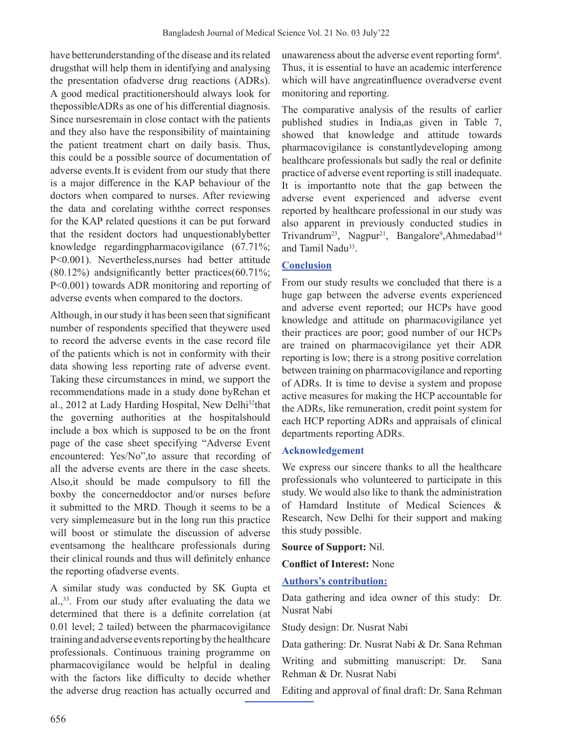have betterunderstanding of the disease and its related drugsthat will help them in identifying and analysing the presentation ofadverse drug reactions (ADRs). A good medical practitionershould always look for thepossibleADRs as one of his differential diagnosis. Since nursesremain in close contact with the patients and they also have the responsibility of maintaining the patient treatment chart on daily basis. Thus, this could be a possible source of documentation of adverse events.It is evident from our study that there is a major difference in the KAP behaviour of the doctors when compared to nurses. After reviewing the data and corelating withthe correct responses for the KAP related questions it can be put forward that the resident doctors had unquestionablybetter knowledge regardingpharmacovigilance (67.71%; P<0.001). Nevertheless,nurses had better attitude (80.12%) andsignificantly better practices(60.71%; P<0.001) towards ADR monitoring and reporting of adverse events when compared to the doctors.

Although, in our study it has been seen that significant number of respondents specified that theywere used to record the adverse events in the case record file of the patients which is not in conformity with their data showing less reporting rate of adverse event. Taking these circumstances in mind, we support the recommendations made in a study done byRehan et al., 2012 at Lady Harding Hospital, New Delhi[32]that the governing authorities at the hospitalshould include a box which is supposed to be on the front page of the case sheet specifying "Adverse Event encountered: Yes/No",to assure that recording of all the adverse events are there in the case sheets. Also,it should be made compulsory to fill the boxby the concerneddoctor and/or nurses before it submitted to the MRD. Though it seems to be a very simplemeasure but in the long run this practice will boost or stimulate the discussion of adverse eventsamong the healthcare professionals during their clinical rounds and thus will definitely enhance the reporting ofadverse events.

A similar study was conducted by SK Gupta et al.,[33]. From our study after evaluating the data we determined that there is a definite correlation (at 0.01 level; 2 tailed) between the pharmacovigilance training and adverse events reporting by the healthcare professionals. Continuous training programme on pharmacovigilance would be helpful in dealing with the factors like difficulty to decide whether the adverse drug reaction has actually occurred and unawareness about the adverse event reporting form[4]. Thus, it is essential to have an academic interference which will have angreatinfluence overadverse event monitoring and reporting.

The comparative analysis of the results of earlier published studies in India,as given in Table 7, showed that knowledge and attitude towards pharmacovigilance is constantlydeveloping among healthcare professionals but sadly the real or definite practice of adverse event reporting is still inadequate. It is importantto note that the gap between the adverse event experienced and adverse event reported by healthcare professional in our study was also apparent in previously conducted studies in Trivandrum[23], Nagpur[21], Bangalore[9],Ahmedabad[14] and Tamil Nadu[33].

## Conclusion

From our study results we concluded that there is a huge gap between the adverse events experienced and adverse event reported; our HCPs have good knowledge and attitude on pharmacovigilance yet their practices are poor; good number of our HCPs are trained on pharmacovigilance yet their ADR reporting is low; there is a strong positive correlation between training on pharmacovigilance and reporting of ADRs. It is time to devise a system and propose active measures for making the HCP accountable for the ADRs, like remuneration, credit point system for each HCP reporting ADRs and appraisals of clinical departments reporting ADRs.

## Acknowledgement

We express our sincere thanks to all the healthcare professionals who volunteered to participate in this study. We would also like to thank the administration of Hamdard Institute of Medical Sciences & Research, New Delhi for their support and making this study possible.

**Source of Support:** Nil.

**Conflict of Interest:** None

## Authors's contribution:

Data gathering and idea owner of this study: Dr. Nusrat Nabi

Study design: Dr. Nusrat Nabi

Data gathering: Dr. Nusrat Nabi & Dr. Sana Rehman

Writing and submitting manuscript: Dr. Sana Rehman & Dr. Nusrat Nabi

Editing and approval of final draft: Dr. Sana Rehman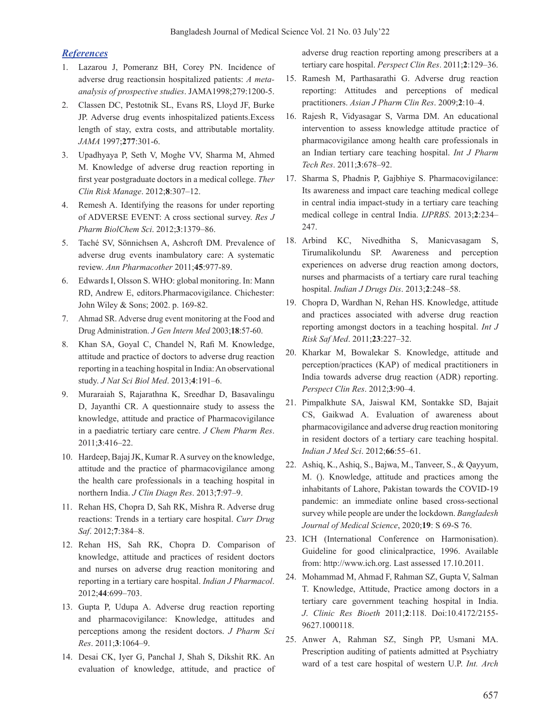## *References*

1. Lazarou J, Pomeranz BH, Corey PN. Incidence of adverse drug reactionsin hospitalized patients: *A meta-analysis of prospective studies*. JAMA1998;279:1200-5.
2. Classen DC, Pestotnik SL, Evans RS, Lloyd JF, Burke JP. Adverse drug events inhospitalized patients.Excess length of stay, extra costs, and attributable mortality. *JAMA* 1997;**277**:301-6.
3. Upadhyaya P, Seth V, Moghe VV, Sharma M, Ahmed M. Knowledge of adverse drug reaction reporting in first year postgraduate doctors in a medical college. *Ther Clin Risk Manage*. 2012;**8**:307–12.
4. Remesh A. Identifying the reasons for under reporting of ADVERSE EVENT: A cross sectional survey. *Res J Pharm BiolChem Sci*. 2012;**3**:1379–86.
5. Taché SV, Sönnichsen A, Ashcroft DM. Prevalence of adverse drug events inambulatory care: A systematic review. *Ann Pharmacother* 2011;**45**:977-89.
6. Edwards I, Olsson S. WHO: global monitoring. In: Mann RD, Andrew E, editors.Pharmacovigilance. Chichester: John Wiley & Sons; 2002. p. 169-82.
7. Ahmad SR. Adverse drug event monitoring at the Food and Drug Administration. *J Gen Intern Med* 2003;**18**:57-60.
8. Khan SA, Goyal C, Chandel N, Rafi M. Knowledge, attitude and practice of doctors to adverse drug reaction reporting in a teaching hospital in India: An observational study. *J Nat Sci Biol Med*. 2013;**4**:191–6.
9. Muraraiah S, Rajarathna K, Sreedhar D, Basavalingu D, Jayanthi CR. A questionnaire study to assess the knowledge, attitude and practice of Pharmacovigilance in a paediatric tertiary care centre. *J Chem Pharm Res*. 2011;**3**:416–22.
10. Hardeep, Bajaj JK, Kumar R. A survey on the knowledge, attitude and the practice of pharmacovigilance among the health care professionals in a teaching hospital in northern India. *J Clin Diagn Res*. 2013;**7**:97–9.
11. Rehan HS, Chopra D, Sah RK, Mishra R. Adverse drug reactions: Trends in a tertiary care hospital. *Curr Drug Saf*. 2012;**7**:384–8.
12. Rehan HS, Sah RK, Chopra D. Comparison of knowledge, attitude and practices of resident doctors and nurses on adverse drug reaction monitoring and reporting in a tertiary care hospital. *Indian J Pharmacol*. 2012;**44**:699–703.
13. Gupta P, Udupa A. Adverse drug reaction reporting and pharmacovigilance: Knowledge, attitudes and perceptions among the resident doctors. *J Pharm Sci Res*. 2011;**3**:1064–9.
14. Desai CK, Iyer G, Panchal J, Shah S, Dikshit RK. An evaluation of knowledge, attitude, and practice of adverse drug reaction reporting among prescribers at a tertiary care hospital. *Perspect Clin Res*. 2011;**2**:129–36.
15. Ramesh M, Parthasarathi G. Adverse drug reaction reporting: Attitudes and perceptions of medical practitioners. *Asian J Pharm Clin Res*. 2009;**2**:10–4.
16. Rajesh R, Vidyasagar S, Varma DM. An educational intervention to assess knowledge attitude practice of pharmacovigilance among health care professionals in an Indian tertiary care teaching hospital. *Int J Pharm Tech Res*. 2011;**3**:678–92.
17. Sharma S, Phadnis P, Gajbhiye S. Pharmacovigilance: Its awareness and impact care teaching medical college in central india impact-study in a tertiary care teaching medical college in central India. *IJPRBS*. 2013;**2**:234–247.
18. Arbind KC, Nivedhitha S, Manicvasagam S, Tirumalikolundu SP. Awareness and perception experiences on adverse drug reaction among doctors, nurses and pharmacists of a tertiary care rural teaching hospital. *Indian J Drugs Dis*. 2013;**2**:248–58.
19. Chopra D, Wardhan N, Rehan HS. Knowledge, attitude and practices associated with adverse drug reaction reporting amongst doctors in a teaching hospital. *Int J Risk Saf Med*. 2011;**23**:227–32.
20. Kharkar M, Bowalekar S. Knowledge, attitude and perception/practices (KAP) of medical practitioners in India towards adverse drug reaction (ADR) reporting. *Perspect Clin Res*. 2012;**3**:90–4.
21. Pimpalkhute SA, Jaiswal KM, Sontakke SD, Bajait CS, Gaikwad A. Evaluation of awareness about pharmacovigilance and adverse drug reaction monitoring in resident doctors of a tertiary care teaching hospital. *Indian J Med Sci*. 2012;**66**:55–61.
22. Ashiq, K., Ashiq, S., Bajwa, M., Tanveer, S., & Qayyum, M. (). Knowledge, attitude and practices among the inhabitants of Lahore, Pakistan towards the COVID-19 pandemic: an immediate online based cross-sectional survey while people are under the lockdown. *Bangladesh Journal of Medical Science*, 2020;**19**: S 69-S 76.
23. ICH (International Conference on Harmonisation). Guideline for good clinicalpractice, 1996. Available from: http://www.ich.org. Last assessed 17.10.2011.
24. Mohammad M, Ahmad F, Rahman SZ, Gupta V, Salman T. Knowledge, Attitude, Practice among doctors in a tertiary care government teaching hospital in India. *J. Clinic Res Bioeth* 2011;**2**:118. Doi:10.4172/2155-9627.1000118.
25. Anwer A, Rahman SZ, Singh PP, Usmani MA. Prescription auditing of patients admitted at Psychiatry ward of a test care hospital of western U.P. *Int. Arch*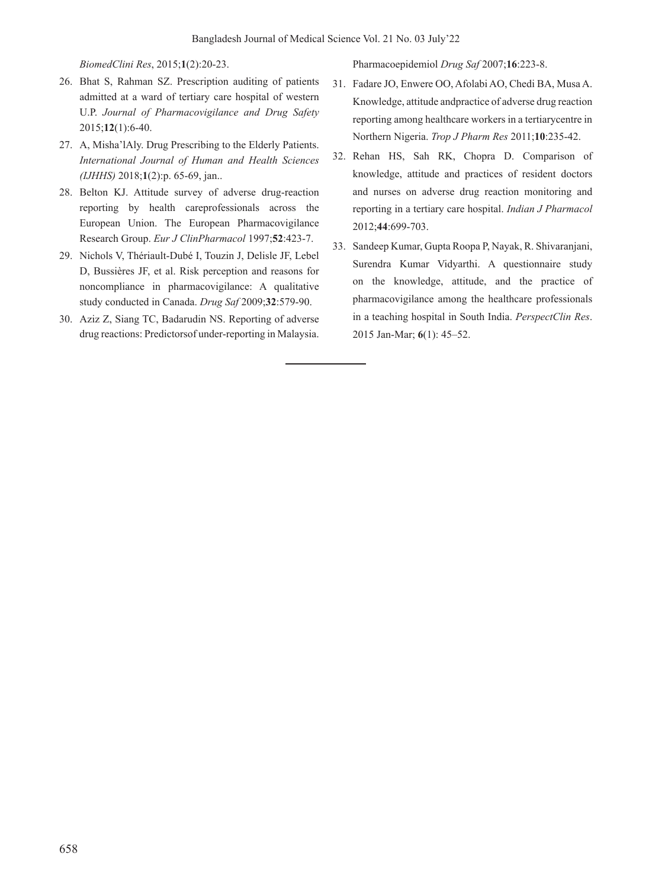*BiomedClini Res*, 2015;**1**(2):20-23.

26. Bhat S, Rahman SZ. Prescription auditing of patients admitted at a ward of tertiary care hospital of western U.P. *Journal of Pharmacovigilance and Drug Safety* 2015;**12**(1):6-40.
27. A, Misha'lAly. Drug Prescribing to the Elderly Patients. *International Journal of Human and Health Sciences (IJHHS)* 2018;**1**(2):p. 65-69, jan..
28. Belton KJ. Attitude survey of adverse drug-reaction reporting by health careprofessionals across the European Union. The European Pharmacovigilance Research Group. *Eur J ClinPharmacol* 1997;**52**:423-7.
29. Nichols V, Thériault-Dubé I, Touzin J, Delisle JF, Lebel D, Bussières JF, et al. Risk perception and reasons for noncompliance in pharmacovigilance: A qualitative study conducted in Canada. *Drug Saf* 2009;**32**:579-90.
30. Aziz Z, Siang TC, Badarudin NS. Reporting of adverse drug reactions: Predictorsof under-reporting in Malaysia. Pharmacoepidemiol *Drug Saf* 2007;**16**:223-8.
31. Fadare JO, Enwere OO, Afolabi AO, Chedi BA, Musa A. Knowledge, attitude andpractice of adverse drug reaction reporting among healthcare workers in a tertiarycentre in Northern Nigeria. *Trop J Pharm Res* 2011;**10**:235-42.
32. Rehan HS, Sah RK, Chopra D. Comparison of knowledge, attitude and practices of resident doctors and nurses on adverse drug reaction monitoring and reporting in a tertiary care hospital. *Indian J Pharmacol* 2012;**44**:699-703.
33. Sandeep Kumar, Gupta Roopa P, Nayak, R. Shivaranjani, Surendra Kumar Vidyarthi. A questionnaire study on the knowledge, attitude, and the practice of pharmacovigilance among the healthcare professionals in a teaching hospital in South India. *PerspectClin Res*. 2015 Jan-Mar; **6**(1): 45–52.